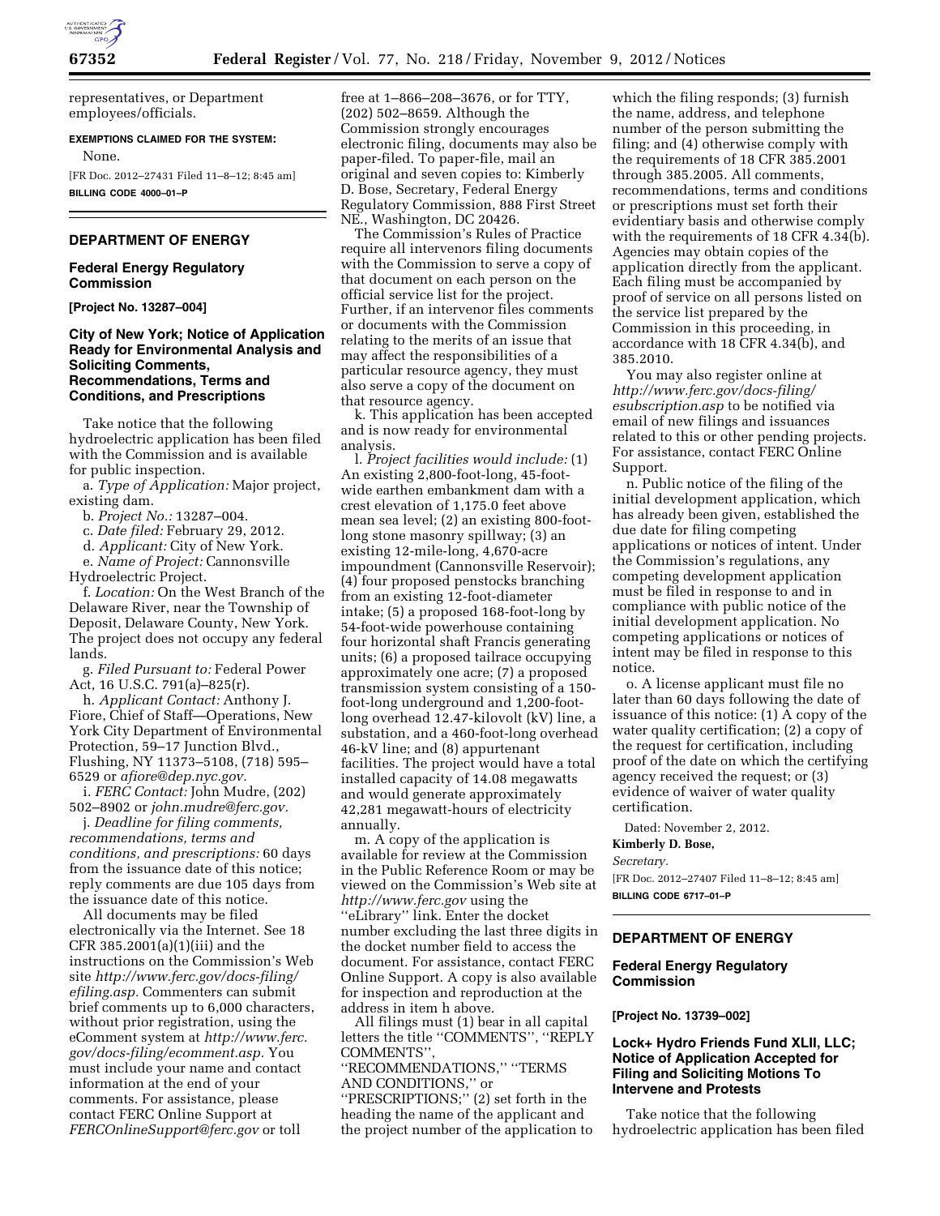representatives, or Department employees/officials.

**EXEMPTIONS CLAIMED FOR THE SYSTEM:**

None.

[FR Doc. 2012–27431 Filed 11–8–12; 8:45 am]

**BILLING CODE 4000–01–P**

## DEPARTMENT OF ENERGY

### Federal Energy Regulatory Commission

**[Project No. 13287–004]**

### City of New York; Notice of Application Ready for Environmental Analysis and Soliciting Comments, Recommendations, Terms and Conditions, and Prescriptions

Take notice that the following hydroelectric application has been filed with the Commission and is available for public inspection.

a. *Type of Application:* Major project, existing dam.

b. *Project No.:* 13287–004.

c. *Date filed:* February 29, 2012.

d. *Applicant:* City of New York.

e. *Name of Project:* Cannonsville Hydroelectric Project.

f. *Location:* On the West Branch of the Delaware River, near the Township of Deposit, Delaware County, New York. The project does not occupy any federal lands.

g. *Filed Pursuant to:* Federal Power Act, 16 U.S.C. 791(a)–825(r).

h. *Applicant Contact:* Anthony J. Fiore, Chief of Staff—Operations, New York City Department of Environmental Protection, 59–17 Junction Blvd., Flushing, NY 11373–5108, (718) 595–6529 or *afiore@dep.nyc.gov.*

i. *FERC Contact:* John Mudre, (202) 502–8902 or *john.mudre@ferc.gov.*

j. *Deadline for filing comments, recommendations, terms and conditions, and prescriptions:* 60 days from the issuance date of this notice; reply comments are due 105 days from the issuance date of this notice.

All documents may be filed electronically via the Internet. See 18 CFR 385.2001(a)(1)(iii) and the instructions on the Commission's Web site *http://www.ferc.gov/docs-filing/efiling.asp.* Commenters can submit brief comments up to 6,000 characters, without prior registration, using the eComment system at *http://www.ferc.gov/docs-filing/ecomment.asp.* You must include your name and contact information at the end of your comments. For assistance, please contact FERC Online Support at *FERCOnlineSupport@ferc.gov* or toll free at 1–866–208–3676, or for TTY, (202) 502–8659. Although the Commission strongly encourages electronic filing, documents may also be paper-filed. To paper-file, mail an original and seven copies to: Kimberly D. Bose, Secretary, Federal Energy Regulatory Commission, 888 First Street NE., Washington, DC 20426.

The Commission's Rules of Practice require all intervenors filing documents with the Commission to serve a copy of that document on each person on the official service list for the project. Further, if an intervenor files comments or documents with the Commission relating to the merits of an issue that may affect the responsibilities of a particular resource agency, they must also serve a copy of the document on that resource agency.

k. This application has been accepted and is now ready for environmental analysis.

l. *Project facilities would include:* (1) An existing 2,800-foot-long, 45-foot-wide earthen embankment dam with a crest elevation of 1,175.0 feet above mean sea level; (2) an existing 800-foot-long stone masonry spillway; (3) an existing 12-mile-long, 4,670-acre impoundment (Cannonsville Reservoir); (4) four proposed penstocks branching from an existing 12-foot-diameter intake; (5) a proposed 168-foot-long by 54-foot-wide powerhouse containing four horizontal shaft Francis generating units; (6) a proposed tailrace occupying approximately one acre; (7) a proposed transmission system consisting of a 150-foot-long underground and 1,200-foot-long overhead 12.47-kilovolt (kV) line, a substation, and a 460-foot-long overhead 46-kV line; and (8) appurtenant facilities. The project would have a total installed capacity of 14.08 megawatts and would generate approximately 42,281 megawatt-hours of electricity annually.

m. A copy of the application is available for review at the Commission in the Public Reference Room or may be viewed on the Commission's Web site at *http://www.ferc.gov* using the ''eLibrary'' link. Enter the docket number excluding the last three digits in the docket number field to access the document. For assistance, contact FERC Online Support. A copy is also available for inspection and reproduction at the address in item h above.

All filings must (1) bear in all capital letters the title ''COMMENTS'', ''REPLY COMMENTS'', ''RECOMMENDATIONS,'' ''TERMS AND CONDITIONS,'' or ''PRESCRIPTIONS;'' (2) set forth in the heading the name of the applicant and the project number of the application to which the filing responds; (3) furnish the name, address, and telephone number of the person submitting the filing; and (4) otherwise comply with the requirements of 18 CFR 385.2001 through 385.2005. All comments, recommendations, terms and conditions or prescriptions must set forth their evidentiary basis and otherwise comply with the requirements of 18 CFR 4.34(b). Agencies may obtain copies of the application directly from the applicant. Each filing must be accompanied by proof of service on all persons listed on the service list prepared by the Commission in this proceeding, in accordance with 18 CFR 4.34(b), and 385.2010.

You may also register online at *http://www.ferc.gov/docs-filing/esubscription.asp* to be notified via email of new filings and issuances related to this or other pending projects. For assistance, contact FERC Online Support.

n. Public notice of the filing of the initial development application, which has already been given, established the due date for filing competing applications or notices of intent. Under the Commission's regulations, any competing development application must be filed in response to and in compliance with public notice of the initial development application. No competing applications or notices of intent may be filed in response to this notice.

o. A license applicant must file no later than 60 days following the date of issuance of this notice: (1) A copy of the water quality certification; (2) a copy of the request for certification, including proof of the date on which the certifying agency received the request; or (3) evidence of waiver of water quality certification.

Dated: November 2, 2012.

**Kimberly D. Bose,**

*Secretary.*

[FR Doc. 2012–27407 Filed 11–8–12; 8:45 am]

**BILLING CODE 6717–01–P**

## DEPARTMENT OF ENERGY

### Federal Energy Regulatory Commission

**[Project No. 13739–002]**

### Lock+ Hydro Friends Fund XLII, LLC; Notice of Application Accepted for Filing and Soliciting Motions To Intervene and Protests

Take notice that the following hydroelectric application has been filed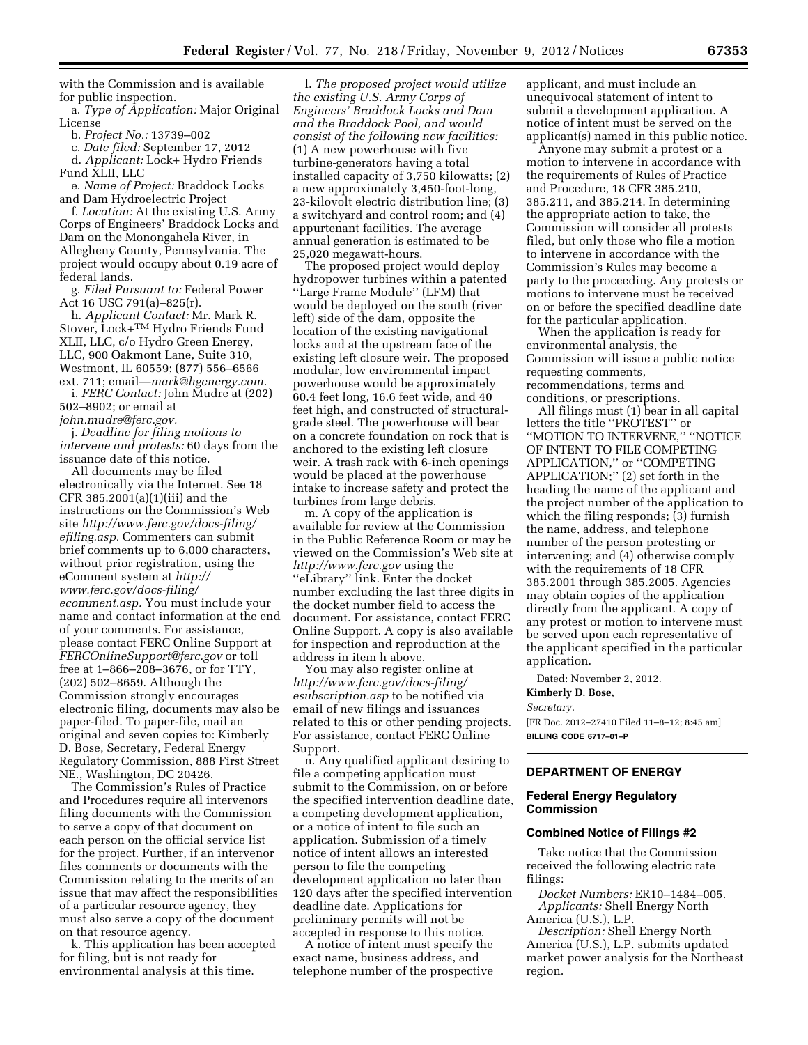with the Commission and is available for public inspection.

a. *Type of Application:* Major Original License

b. *Project No.:* 13739–002

c. *Date filed:* September 17, 2012

d. *Applicant:* Lock+ Hydro Friends Fund XLII, LLC

e. *Name of Project:* Braddock Locks and Dam Hydroelectric Project

f. *Location:* At the existing U.S. Army Corps of Engineers' Braddock Locks and Dam on the Monongahela River, in Allegheny County, Pennsylvania. The project would occupy about 0.19 acre of federal lands.

g. *Filed Pursuant to:* Federal Power Act 16 USC 791(a)–825(r).

h. *Applicant Contact:* Mr. Mark R. Stover, Lock+™ Hydro Friends Fund XLII, LLC, c/o Hydro Green Energy, LLC, 900 Oakmont Lane, Suite 310, Westmont, IL 60559; (877) 556–6566 ext. 711; email—*mark@hgenergy.com.*

i. *FERC Contact:* John Mudre at (202) 502–8902; or email at *john.mudre@ferc.gov.*

j. *Deadline for filing motions to intervene and protests:* 60 days from the issuance date of this notice.

All documents may be filed electronically via the Internet. See 18 CFR 385.2001(a)(1)(iii) and the instructions on the Commission's Web site *http://www.ferc.gov/docs-filing/efiling.asp.* Commenters can submit brief comments up to 6,000 characters, without prior registration, using the eComment system at *http://www.ferc.gov/docs-filing/ecomment.asp.* You must include your name and contact information at the end of your comments. For assistance, please contact FERC Online Support at *FERCOnlineSupport@ferc.gov* or toll free at 1–866–208–3676, or for TTY, (202) 502–8659. Although the Commission strongly encourages electronic filing, documents may also be paper-filed. To paper-file, mail an original and seven copies to: Kimberly D. Bose, Secretary, Federal Energy Regulatory Commission, 888 First Street NE., Washington, DC 20426.

The Commission's Rules of Practice and Procedures require all intervenors filing documents with the Commission to serve a copy of that document on each person on the official service list for the project. Further, if an intervenor files comments or documents with the Commission relating to the merits of an issue that may affect the responsibilities of a particular resource agency, they must also serve a copy of the document on that resource agency.

k. This application has been accepted for filing, but is not ready for environmental analysis at this time.

l. *The proposed project would utilize the existing U.S. Army Corps of Engineers' Braddock Locks and Dam and the Braddock Pool, and would consist of the following new facilities:* (1) A new powerhouse with five turbine-generators having a total installed capacity of 3,750 kilowatts; (2) a new approximately 3,450-foot-long, 23-kilovolt electric distribution line; (3) a switchyard and control room; and (4) appurtenant facilities. The average annual generation is estimated to be 25,020 megawatt-hours.

The proposed project would deploy hydropower turbines within a patented "Large Frame Module" (LFM) that would be deployed on the south (river left) side of the dam, opposite the location of the existing navigational locks and at the upstream face of the existing left closure weir. The proposed modular, low environmental impact powerhouse would be approximately 60.4 feet long, 16.6 feet wide, and 40 feet high, and constructed of structural-grade steel. The powerhouse will bear on a concrete foundation on rock that is anchored to the existing left closure weir. A trash rack with 6-inch openings would be placed at the powerhouse intake to increase safety and protect the turbines from large debris.

m. A copy of the application is available for review at the Commission in the Public Reference Room or may be viewed on the Commission's Web site at *http://www.ferc.gov* using the "eLibrary" link. Enter the docket number excluding the last three digits in the docket number field to access the document. For assistance, contact FERC Online Support. A copy is also available for inspection and reproduction at the address in item h above.

You may also register online at *http://www.ferc.gov/docs-filing/esubscription.asp* to be notified via email of new filings and issuances related to this or other pending projects. For assistance, contact FERC Online Support.

n. Any qualified applicant desiring to file a competing application must submit to the Commission, on or before the specified intervention deadline date, a competing development application, or a notice of intent to file such an application. Submission of a timely notice of intent allows an interested person to file the competing development application no later than 120 days after the specified intervention deadline date. Applications for preliminary permits will not be accepted in response to this notice.

A notice of intent must specify the exact name, business address, and telephone number of the prospective applicant, and must include an unequivocal statement of intent to submit a development application. A notice of intent must be served on the applicant(s) named in this public notice.

Anyone may submit a protest or a motion to intervene in accordance with the requirements of Rules of Practice and Procedure, 18 CFR 385.210, 385.211, and 385.214. In determining the appropriate action to take, the Commission will consider all protests filed, but only those who file a motion to intervene in accordance with the Commission's Rules may become a party to the proceeding. Any protests or motions to intervene must be received on or before the specified deadline date for the particular application.

When the application is ready for environmental analysis, the Commission will issue a public notice requesting comments, recommendations, terms and conditions, or prescriptions.

All filings must (1) bear in all capital letters the title "PROTEST" or "MOTION TO INTERVENE," "NOTICE OF INTENT TO FILE COMPETING APPLICATION," or "COMPETING APPLICATION;" (2) set forth in the heading the name of the applicant and the project number of the application to which the filing responds; (3) furnish the name, address, and telephone number of the person protesting or intervening; and (4) otherwise comply with the requirements of 18 CFR 385.2001 through 385.2005. Agencies may obtain copies of the application directly from the applicant. A copy of any protest or motion to intervene must be served upon each representative of the applicant specified in the particular application.

Dated: November 2, 2012.

**Kimberly D. Bose,**

*Secretary.*

[FR Doc. 2012–27410 Filed 11–8–12; 8:45 am]

**BILLING CODE 6717–01–P**

## DEPARTMENT OF ENERGY

### Federal Energy Regulatory Commission

### Combined Notice of Filings #2

Take notice that the Commission received the following electric rate filings:

*Docket Numbers:* ER10–1484–005.

*Applicants:* Shell Energy North America (U.S.), L.P.

*Description:* Shell Energy North America (U.S.), L.P. submits updated market power analysis for the Northeast region.